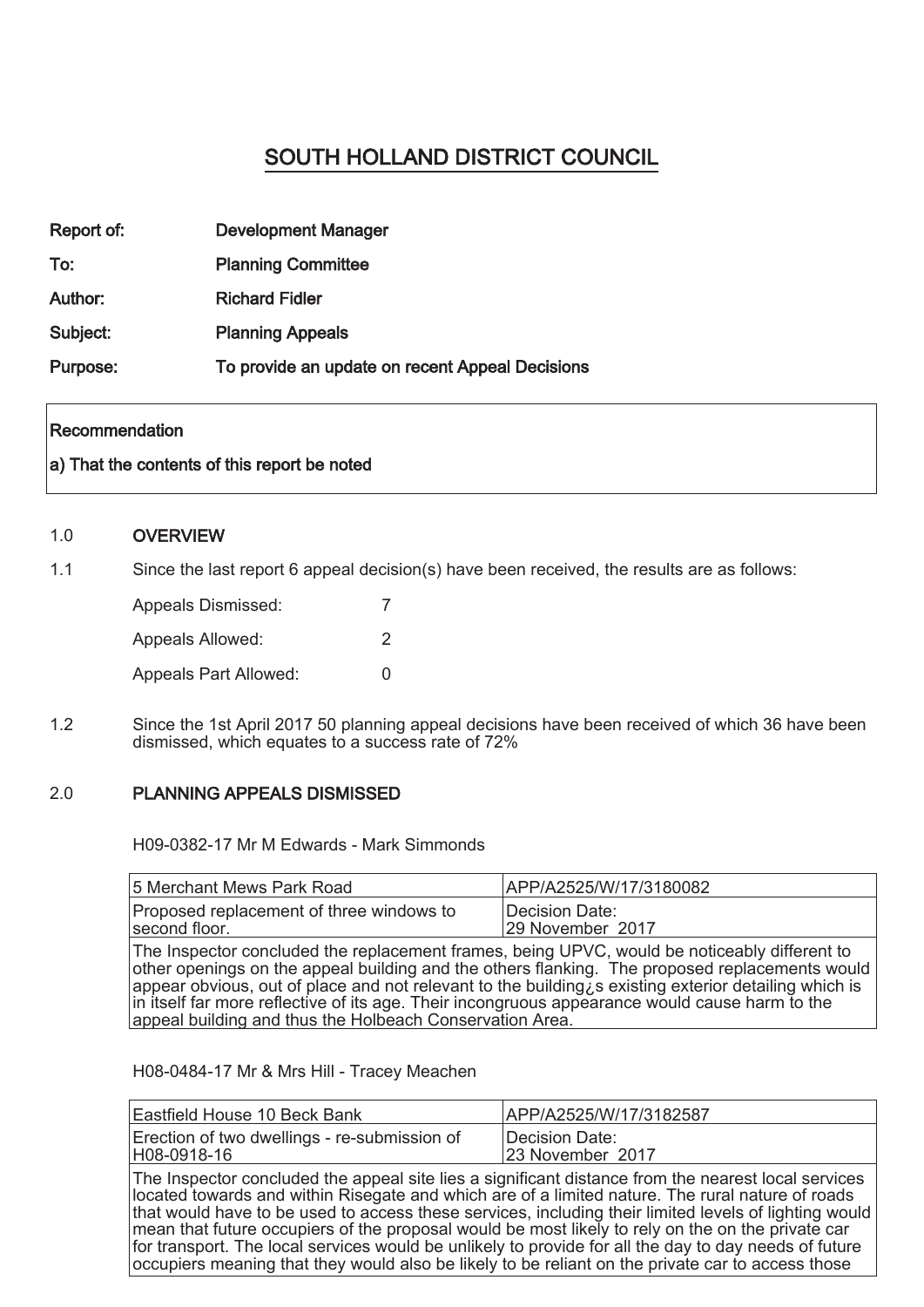# SOUTH HOLLAND DISTRICT COUNCIL

| | |
|---|---|
| **Report of:** | **Development Manager** |
| **To:** | **Planning Committee** |
| **Author:** | **Richard Fidler** |
| **Subject:** | **Planning Appeals** |
| **Purpose:** | **To provide an update on recent Appeal Decisions** |

**Recommendation**

**a) That the contents of this report be noted**

## 1.0 OVERVIEW

1.1 Since the last report 6 appeal decision(s) have been received, the results are as follows:

| | |
|---|---|
| Appeals Dismissed: | 7 |
| Appeals Allowed: | 2 |
| Appeals Part Allowed: | 0 |

1.2 Since the 1st April 2017 50 planning appeal decisions have been received of which 36 have been dismissed, which equates to a success rate of 72%

## 2.0 PLANNING APPEALS DISMISSED

H09-0382-17 Mr M Edwards - Mark Simmonds

| 5 Merchant Mews Park Road | APP/A2525/W/17/3180082 |
|---|---|
| Proposed replacement of three windows to second floor. | Decision Date: 29 November 2017 |
| The Inspector concluded the replacement frames, being UPVC, would be noticeably different to other openings on the appeal building and the others flanking. The proposed replacements would appear obvious, out of place and not relevant to the building¿s existing exterior detailing which is in itself far more reflective of its age. Their incongruous appearance would cause harm to the appeal building and thus the Holbeach Conservation Area. | |

H08-0484-17 Mr & Mrs Hill - Tracey Meachen

| Eastfield House 10 Beck Bank | APP/A2525/W/17/3182587 |
|---|---|
| Erection of two dwellings - re-submission of H08-0918-16 | Decision Date: 23 November 2017 |
| The Inspector concluded the appeal site lies a significant distance from the nearest local services located towards and within Risegate and which are of a limited nature. The rural nature of roads that would have to be used to access these services, including their limited levels of lighting would mean that future occupiers of the proposal would be most likely to rely on the on the private car for transport. The local services would be unlikely to provide for all the day to day needs of future occupiers meaning that they would also be likely to be reliant on the private car to access those | |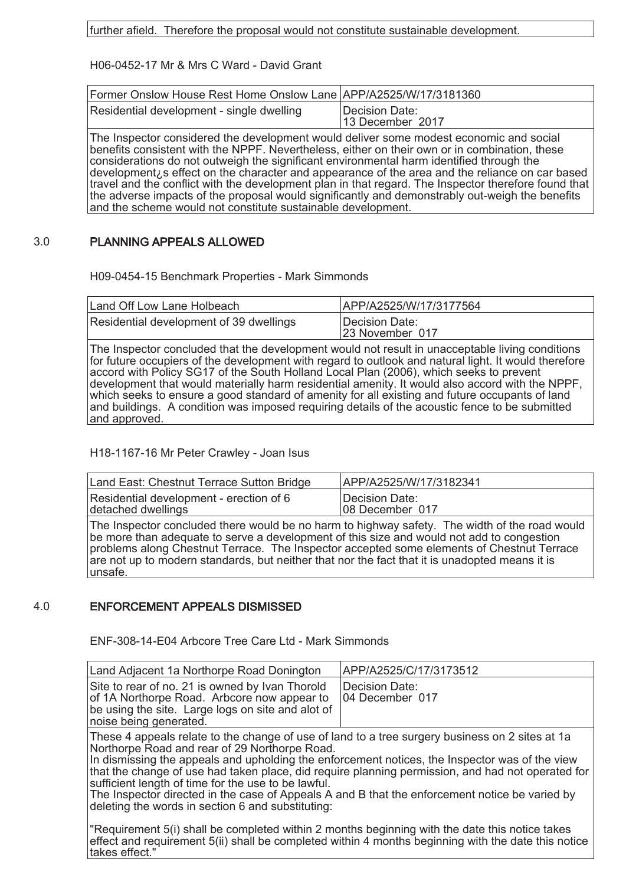| further afield. Therefore the proposal would not constitute sustainable development. |
|---|

H06-0452-17 Mr & Mrs C Ward - David Grant

| Former Onslow House Rest Home Onslow Lane | APP/A2525/W/17/3181360 |
|---|---|
| Residential development - single dwelling | Decision Date: 13 December 2017 |
| The Inspector considered the development would deliver some modest economic and social benefits consistent with the NPPF. Nevertheless, either on their own or in combination, these considerations do not outweigh the significant environmental harm identified through the development¿s effect on the character and appearance of the area and the reliance on car based travel and the conflict with the development plan in that regard. The Inspector therefore found that the adverse impacts of the proposal would significantly and demonstrably out-weigh the benefits and the scheme would not constitute sustainable development. | |

## 3.0 PLANNING APPEALS ALLOWED

H09-0454-15 Benchmark Properties - Mark Simmonds

| Land Off Low Lane Holbeach | APP/A2525/W/17/3177564 |
|---|---|
| Residential development of 39 dwellings | Decision Date: 23 November 017 |
| The Inspector concluded that the development would not result in unacceptable living conditions for future occupiers of the development with regard to outlook and natural light. It would therefore accord with Policy SG17 of the South Holland Local Plan (2006), which seeks to prevent development that would materially harm residential amenity. It would also accord with the NPPF, which seeks to ensure a good standard of amenity for all existing and future occupants of land and buildings. A condition was imposed requiring details of the acoustic fence to be submitted and approved. | |

H18-1167-16 Mr Peter Crawley - Joan Isus

| Land East: Chestnut Terrace Sutton Bridge | APP/A2525/W/17/3182341 |
|---|---|
| Residential development - erection of 6 detached dwellings | Decision Date: 08 December 017 |
| The Inspector concluded there would be no harm to highway safety. The width of the road would be more than adequate to serve a development of this size and would not add to congestion problems along Chestnut Terrace. The Inspector accepted some elements of Chestnut Terrace are not up to modern standards, but neither that nor the fact that it is unadopted means it is unsafe. | |

## 4.0 ENFORCEMENT APPEALS DISMISSED

ENF-308-14-E04 Arbcore Tree Care Ltd - Mark Simmonds

| Land Adjacent 1a Northorpe Road Donington | APP/A2525/C/17/3173512 |
|---|---|
| Site to rear of no. 21 is owned by Ivan Thorold of 1A Northorpe Road. Arbcore now appear to be using the site. Large logs on site and alot of noise being generated. | Decision Date: 04 December 017 |
| These 4 appeals relate to the change of use of land to a tree surgery business on 2 sites at 1a Northorpe Road and rear of 29 Northorpe Road.<br>In dismissing the appeals and upholding the enforcement notices, the Inspector was of the view that the change of use had taken place, did require planning permission, and had not operated for sufficient length of time for the use to be lawful.<br>The Inspector directed in the case of Appeals A and B that the enforcement notice be varied by deleting the words in section 6 and substituting:<br><br>"Requirement 5(i) shall be completed within 2 months beginning with the date this notice takes effect and requirement 5(ii) shall be completed within 4 months beginning with the date this notice takes effect." | |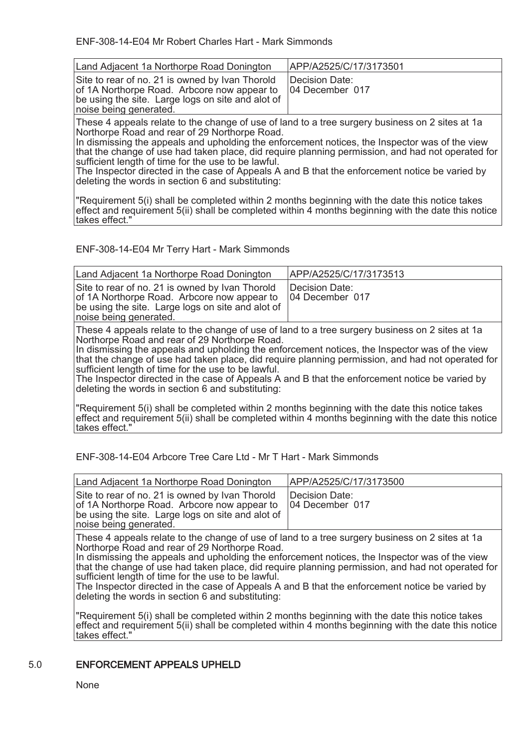ENF-308-14-E04 Mr Robert Charles Hart - Mark Simmonds

| Land Adjacent 1a Northorpe Road Donington | APP/A2525/C/17/3173501 |
|---|---|
| Site to rear of no. 21 is owned by Ivan Thorold of 1A Northorpe Road. Arbcore now appear to be using the site. Large logs on site and alot of noise being generated. | Decision Date: 04 December 017 |

These 4 appeals relate to the change of use of land to a tree surgery business on 2 sites at 1a Northorpe Road and rear of 29 Northorpe Road.
In dismissing the appeals and upholding the enforcement notices, the Inspector was of the view that the change of use had taken place, did require planning permission, and had not operated for sufficient length of time for the use to be lawful.
The Inspector directed in the case of Appeals A and B that the enforcement notice be varied by deleting the words in section 6 and substituting:

"Requirement 5(i) shall be completed within 2 months beginning with the date this notice takes effect and requirement 5(ii) shall be completed within 4 months beginning with the date this notice takes effect."

ENF-308-14-E04 Mr Terry Hart - Mark Simmonds

| Land Adjacent 1a Northorpe Road Donington | APP/A2525/C/17/3173513 |
|---|---|
| Site to rear of no. 21 is owned by Ivan Thorold of 1A Northorpe Road. Arbcore now appear to be using the site. Large logs on site and alot of noise being generated. | Decision Date: 04 December 017 |

These 4 appeals relate to the change of use of land to a tree surgery business on 2 sites at 1a Northorpe Road and rear of 29 Northorpe Road.
In dismissing the appeals and upholding the enforcement notices, the Inspector was of the view that the change of use had taken place, did require planning permission, and had not operated for sufficient length of time for the use to be lawful.
The Inspector directed in the case of Appeals A and B that the enforcement notice be varied by deleting the words in section 6 and substituting:

"Requirement 5(i) shall be completed within 2 months beginning with the date this notice takes effect and requirement 5(ii) shall be completed within 4 months beginning with the date this notice takes effect."

ENF-308-14-E04 Arbcore Tree Care Ltd - Mr T Hart - Mark Simmonds

| Land Adjacent 1a Northorpe Road Donington | APP/A2525/C/17/3173500 |
|---|---|
| Site to rear of no. 21 is owned by Ivan Thorold of 1A Northorpe Road. Arbcore now appear to be using the site. Large logs on site and alot of noise being generated. | Decision Date: 04 December 017 |

These 4 appeals relate to the change of use of land to a tree surgery business on 2 sites at 1a Northorpe Road and rear of 29 Northorpe Road.
In dismissing the appeals and upholding the enforcement notices, the Inspector was of the view that the change of use had taken place, did require planning permission, and had not operated for sufficient length of time for the use to be lawful.
The Inspector directed in the case of Appeals A and B that the enforcement notice be varied by deleting the words in section 6 and substituting:

"Requirement 5(i) shall be completed within 2 months beginning with the date this notice takes effect and requirement 5(ii) shall be completed within 4 months beginning with the date this notice takes effect."

## 5.0 ENFORCEMENT APPEALS UPHELD

None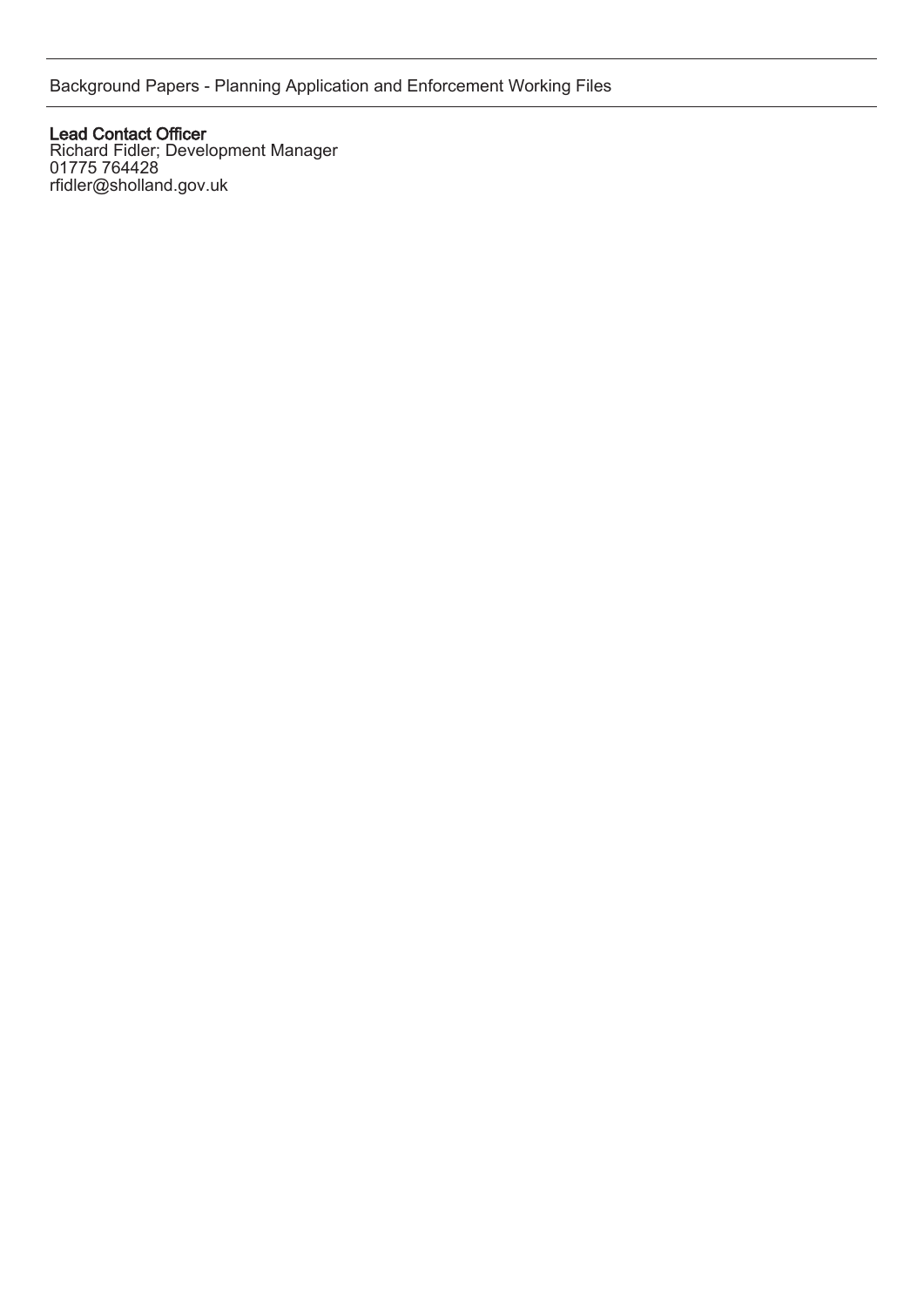Background Papers - Planning Application and Enforcement Working Files

**Lead Contact Officer**
Richard Fidler; Development Manager
01775 764428
rfidler@sholland.gov.uk